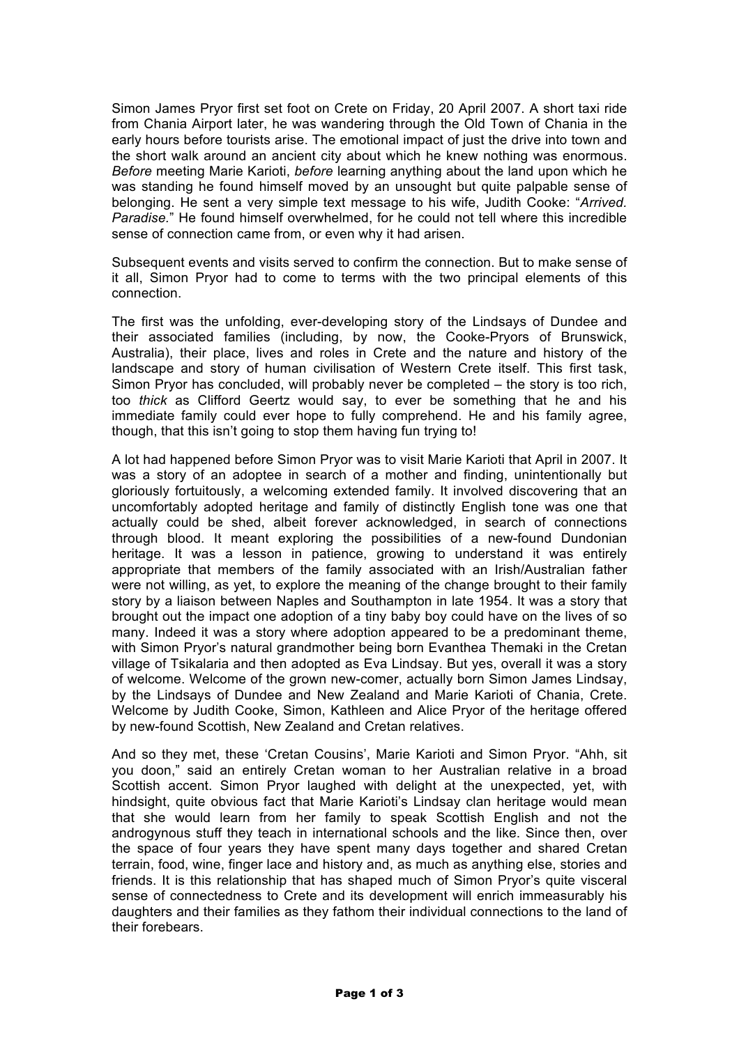Simon James Pryor first set foot on Crete on Friday, 20 April 2007. A short taxi ride from Chania Airport later, he was wandering through the Old Town of Chania in the early hours before tourists arise. The emotional impact of just the drive into town and the short walk around an ancient city about which he knew nothing was enormous. *Before* meeting Marie Karioti, *before* learning anything about the land upon which he was standing he found himself moved by an unsought but quite palpable sense of belonging. He sent a very simple text message to his wife, Judith Cooke: "*Arrived. Paradise.*" He found himself overwhelmed, for he could not tell where this incredible sense of connection came from, or even why it had arisen.

Subsequent events and visits served to confirm the connection. But to make sense of it all, Simon Pryor had to come to terms with the two principal elements of this connection.

The first was the unfolding, ever-developing story of the Lindsays of Dundee and their associated families (including, by now, the Cooke-Pryors of Brunswick, Australia), their place, lives and roles in Crete and the nature and history of the landscape and story of human civilisation of Western Crete itself. This first task, Simon Pryor has concluded, will probably never be completed – the story is too rich, too *thick* as Clifford Geertz would say, to ever be something that he and his immediate family could ever hope to fully comprehend. He and his family agree, though, that this isn't going to stop them having fun trying to!

A lot had happened before Simon Pryor was to visit Marie Karioti that April in 2007. It was a story of an adoptee in search of a mother and finding, unintentionally but gloriously fortuitously, a welcoming extended family. It involved discovering that an uncomfortably adopted heritage and family of distinctly English tone was one that actually could be shed, albeit forever acknowledged, in search of connections through blood. It meant exploring the possibilities of a new-found Dundonian heritage. It was a lesson in patience, growing to understand it was entirely appropriate that members of the family associated with an Irish/Australian father were not willing, as yet, to explore the meaning of the change brought to their family story by a liaison between Naples and Southampton in late 1954. It was a story that brought out the impact one adoption of a tiny baby boy could have on the lives of so many. Indeed it was a story where adoption appeared to be a predominant theme, with Simon Pryor's natural grandmother being born Evanthea Themaki in the Cretan village of Tsikalaria and then adopted as Eva Lindsay. But yes, overall it was a story of welcome. Welcome of the grown new-comer, actually born Simon James Lindsay, by the Lindsays of Dundee and New Zealand and Marie Karioti of Chania, Crete. Welcome by Judith Cooke, Simon, Kathleen and Alice Pryor of the heritage offered by new-found Scottish, New Zealand and Cretan relatives.

And so they met, these 'Cretan Cousins', Marie Karioti and Simon Pryor. "Ahh, sit you doon," said an entirely Cretan woman to her Australian relative in a broad Scottish accent. Simon Pryor laughed with delight at the unexpected, yet, with hindsight, quite obvious fact that Marie Karioti's Lindsay clan heritage would mean that she would learn from her family to speak Scottish English and not the androgynous stuff they teach in international schools and the like. Since then, over the space of four years they have spent many days together and shared Cretan terrain, food, wine, finger lace and history and, as much as anything else, stories and friends. It is this relationship that has shaped much of Simon Pryor's quite visceral sense of connectedness to Crete and its development will enrich immeasurably his daughters and their families as they fathom their individual connections to the land of their forebears.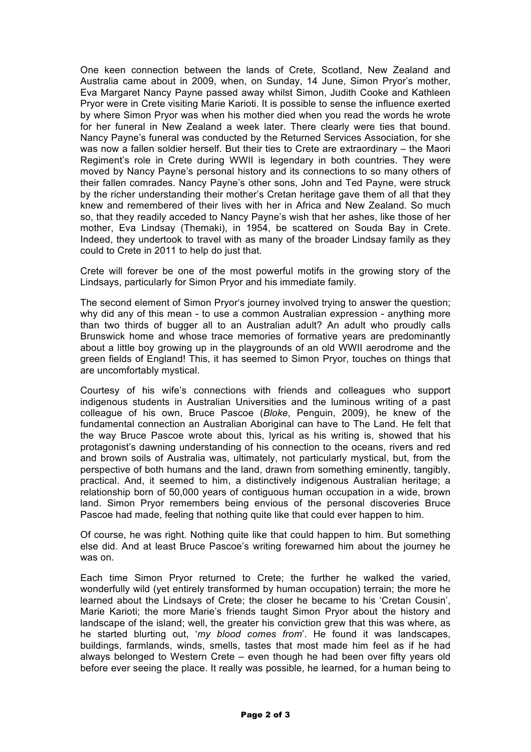One keen connection between the lands of Crete, Scotland, New Zealand and Australia came about in 2009, when, on Sunday, 14 June, Simon Pryor's mother, Eva Margaret Nancy Payne passed away whilst Simon, Judith Cooke and Kathleen Pryor were in Crete visiting Marie Karioti. It is possible to sense the influence exerted by where Simon Pryor was when his mother died when you read the words he wrote for her funeral in New Zealand a week later. There clearly were ties that bound. Nancy Payne's funeral was conducted by the Returned Services Association, for she was now a fallen soldier herself. But their ties to Crete are extraordinary – the Maori Regiment's role in Crete during WWII is legendary in both countries. They were moved by Nancy Payne's personal history and its connections to so many others of their fallen comrades. Nancy Payne's other sons, John and Ted Payne, were struck by the richer understanding their mother's Cretan heritage gave them of all that they knew and remembered of their lives with her in Africa and New Zealand. So much so, that they readily acceded to Nancy Payne's wish that her ashes, like those of her mother, Eva Lindsay (Themaki), in 1954, be scattered on Souda Bay in Crete. Indeed, they undertook to travel with as many of the broader Lindsay family as they could to Crete in 2011 to help do just that.

Crete will forever be one of the most powerful motifs in the growing story of the Lindsays, particularly for Simon Pryor and his immediate family.

The second element of Simon Pryor's journey involved trying to answer the question; why did any of this mean - to use a common Australian expression - anything more than two thirds of bugger all to an Australian adult? An adult who proudly calls Brunswick home and whose trace memories of formative years are predominantly about a little boy growing up in the playgrounds of an old WWII aerodrome and the green fields of England! This, it has seemed to Simon Pryor, touches on things that are uncomfortably mystical.

Courtesy of his wife's connections with friends and colleagues who support indigenous students in Australian Universities and the luminous writing of a past colleague of his own, Bruce Pascoe (*Bloke*, Penguin, 2009), he knew of the fundamental connection an Australian Aboriginal can have to The Land. He felt that the way Bruce Pascoe wrote about this, lyrical as his writing is, showed that his protagonist's dawning understanding of his connection to the oceans, rivers and red and brown soils of Australia was, ultimately, not particularly mystical, but, from the perspective of both humans and the land, drawn from something eminently, tangibly, practical. And, it seemed to him, a distinctively indigenous Australian heritage; a relationship born of 50,000 years of contiguous human occupation in a wide, brown land. Simon Pryor remembers being envious of the personal discoveries Bruce Pascoe had made, feeling that nothing quite like that could ever happen to him.

Of course, he was right. Nothing quite like that could happen to him. But something else did. And at least Bruce Pascoe's writing forewarned him about the journey he was on.

Each time Simon Pryor returned to Crete; the further he walked the varied, wonderfully wild (yet entirely transformed by human occupation) terrain; the more he learned about the Lindsays of Crete; the closer he became to his 'Cretan Cousin', Marie Karioti; the more Marie's friends taught Simon Pryor about the history and landscape of the island; well, the greater his conviction grew that this was where, as he started blurting out, '*my blood comes from*'. He found it was landscapes, buildings, farmlands, winds, smells, tastes that most made him feel as if he had always belonged to Western Crete – even though he had been over fifty years old before ever seeing the place. It really was possible, he learned, for a human being to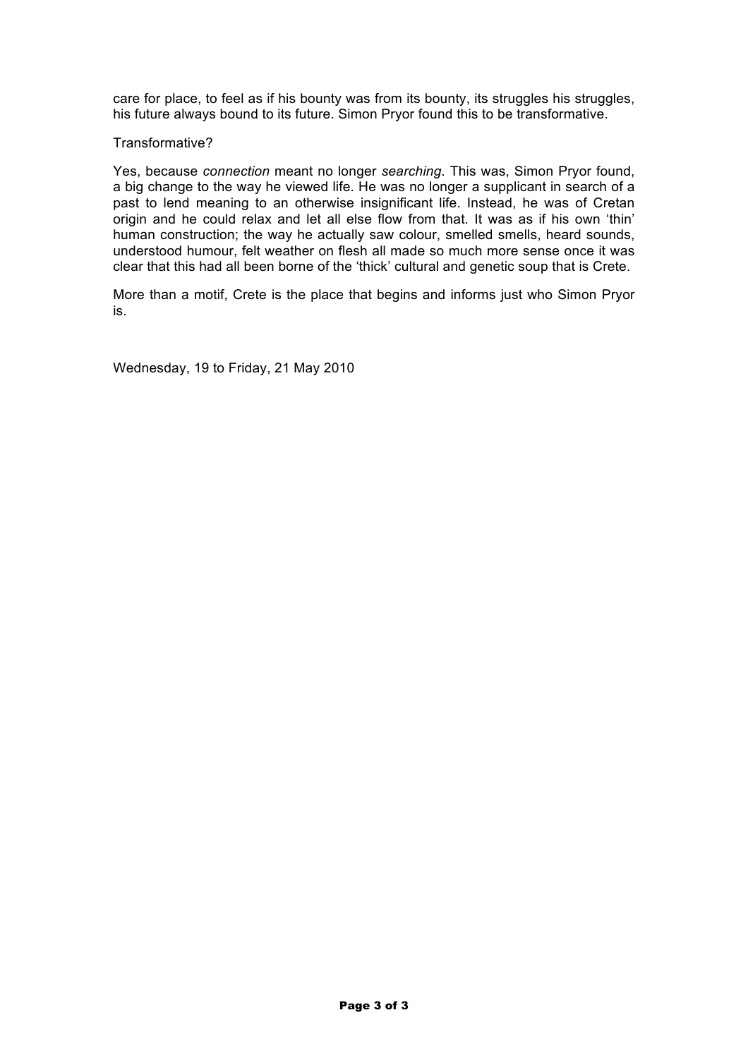care for place, to feel as if his bounty was from its bounty, its struggles his struggles, his future always bound to its future. Simon Pryor found this to be transformative.

Transformative?

Yes, because *connection* meant no longer *searching*. This was, Simon Pryor found, a big change to the way he viewed life. He was no longer a supplicant in search of a past to lend meaning to an otherwise insignificant life. Instead, he was of Cretan origin and he could relax and let all else flow from that. It was as if his own 'thin' human construction; the way he actually saw colour, smelled smells, heard sounds, understood humour, felt weather on flesh all made so much more sense once it was clear that this had all been borne of the 'thick' cultural and genetic soup that is Crete.

More than a motif, Crete is the place that begins and informs just who Simon Pryor is.

Wednesday, 19 to Friday, 21 May 2010